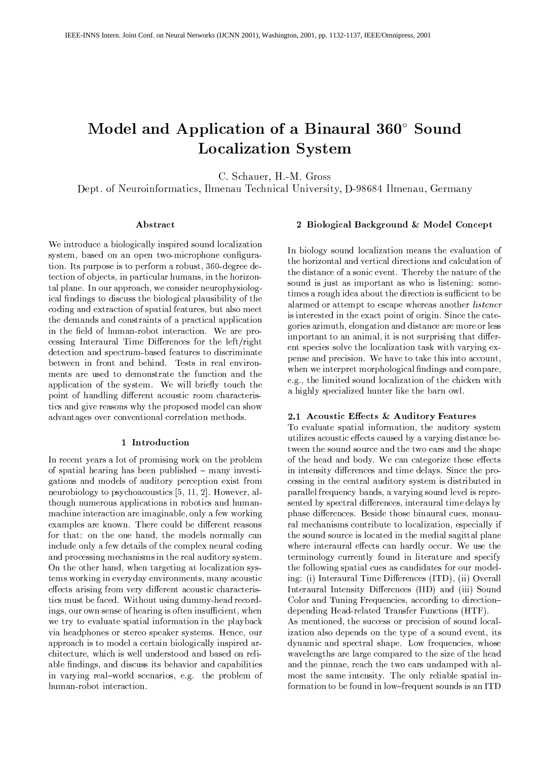# Model and Application of a Binaural 360° Sound Localization System

C. Schauer, H.-M. Gross

Dept. of Neuroinformatics, Ilmenau Technical University, D-98684 Ilmenau, Germany

## Abstract

We introduce a biologically inspired sound localization system, based on an open two-microphone configuration. Its purpose is to perform a robust, 360-degree detection of objects, in particular humans, in the horizontal plane. In our approach, we consider neurophysiological findings to discuss the biological plausibility of the coding and extraction of spatial features, but also meet the demands and constraints of a practical application in the field of human-robot interaction. We are processing Interaural Time Differences for the left/right detection and spectrum-based features to discriminate between in front and behind. Tests in real environments are used to demonstrate the function and the application of the system. We will briefly touch the point of handling different acoustic room characteristics and give reasons why the proposed model can show advantages over conventional correlation methods.

## 1 Introduction

In recent years a lot of promising work on the problem of spatial hearing has been published – many investigations and models of auditory perception exist from neurobiology to psychoacoustics [5, 11, 2]. However, although numerous applications in robotics and human-machine interaction are imaginable, only a few working examples are known. There could be different reasons for that: on the one hand, the models normally can include only a few details of the complex neural coding and processing mechanisms in the real auditory system. On the other hand, when targeting at localization systems working in everyday environments, many acoustic effects arising from very different acoustic characteristics must be faced. Without using dummy-head recordings, our own sense of hearing is often insufficient, when we try to evaluate spatial information in the playback via headphones or stereo speaker systems. Hence, our approach is to model a certain biologically inspired architecture, which is well understood and based on reliable findings, and discuss its behavior and capabilities in varying real–world scenarios, e.g. the problem of human-robot interaction.

## 2 Biological Background & Model Concept

In biology sound localization means the evaluation of the horizontal and vertical directions and calculation of the distance of a sonic event. Thereby the nature of the sound is just as important as who is listening: sometimes a rough idea about the direction is sufficient to be alarmed or attempt to escape whereas another *listener* is interested in the exact point of origin. Since the categories azimuth, elongation and distance are more or less important to an animal, it is not surprising that different species solve the localization task with varying expense and precision. We have to take this into account, when we interpret morphological findings and compare, e.g., the limited sound localization of the chicken with a highly specialized hunter like the barn owl.

### 2.1 Acoustic Effects & Auditory Features

To evaluate spatial information, the auditory system utilizes acoustic effects caused by a varying distance between the sound source and the two ears and the shape of the head and body. We can categorize these effects in intensity differences and time delays. Since the processing in the central auditory system is distributed in parallel frequency bands, a varying sound level is represented by spectral differences, interaural time delays by phase differences. Beside those binaural cues, monaural mechanisms contribute to localization, especially if the sound source is located in the medial sagittal plane where interaural effects can hardly occur. We use the terminology currently found in literature and specify the following spatial cues as candidates for our modeling: (i) Interaural Time Differences (ITD), (ii) Overall Interaural Intensity Differences (IID) and (iii) Sound Color and Tuning Frequencies, according to direction–depending Head-related Transfer Functions (HTF).

As mentioned, the success or precision of sound localization also depends on the type of a sound event, its dynamic and spectral shape. Low frequencies, whose wavelengths are large compared to the size of the head and the pinnae, reach the two ears undamped with almost the same intensity. The only reliable spatial information to be found in low–frequent sounds is an ITD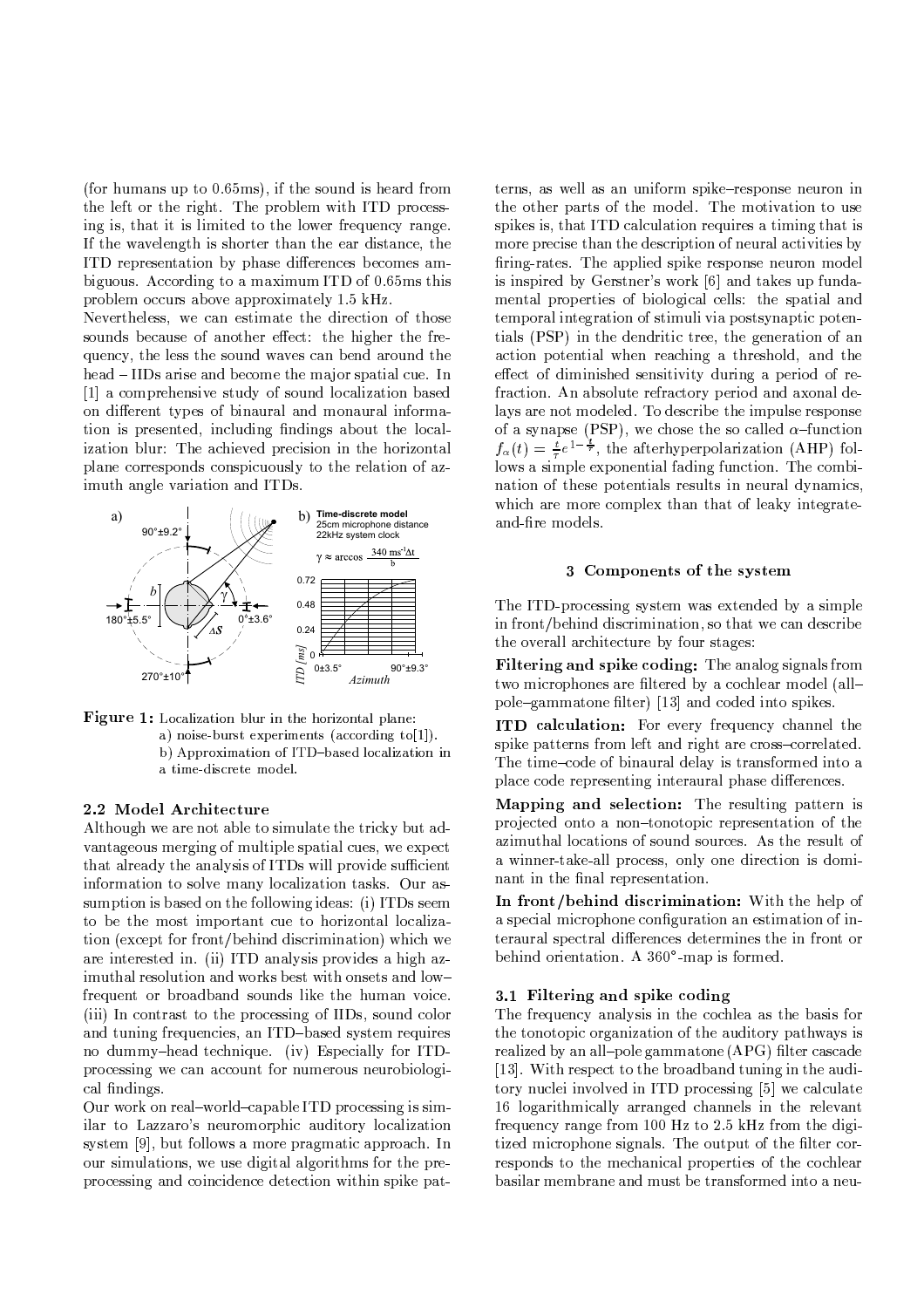(for humans up to 0.65ms), if the sound is heard from the left or the right. The problem with ITD processing is, that it is limited to the lower frequency range. If the wavelength is shorter than the ear distance, the ITD representation by phase differences becomes ambiguous. According to a maximum ITD of 0.65ms this problem occurs above approximately 1.5 kHz.

Nevertheless, we can estimate the direction of those sounds because of another effect: the higher the frequency, the less the sound waves can bend around the head – IIDs arise and become the major spatial cue. In [1] a comprehensive study of sound localization based on different types of binaural and monaural information is presented, including findings about the localization blur: The achieved precision in the horizontal plane corresponds conspicuously to the relation of azimuth angle variation and ITDs.

**Figure 1:** Localization blur in the horizontal plane:
a) noise-burst experiments (according to[1]).
b) Approximation of ITD–based localization in a time-discrete model.

### 2.2 Model Architecture

Although we are not able to simulate the tricky but advantageous merging of multiple spatial cues, we expect that already the analysis of ITDs will provide sufficient information to solve many localization tasks. Our assumption is based on the following ideas: (i) ITDs seem to be the most important cue to horizontal localization (except for front/behind discrimination) which we are interested in. (ii) ITD analysis provides a high azimuthal resolution and works best with onsets and low–frequent or broadband sounds like the human voice. (iii) In contrast to the processing of IIDs, sound color and tuning frequencies, an ITD–based system requires no dummy–head technique. (iv) Especially for ITD-processing we can account for numerous neurobiological findings.

Our work on real–world–capable ITD processing is similar to Lazzaro's neuromorphic auditory localization system [9], but follows a more pragmatic approach. In our simulations, we use digital algorithms for the preprocessing and coincidence detection within spike patterns, as well as an uniform spike–response neuron in the other parts of the model. The motivation to use spikes is, that ITD calculation requires a timing that is more precise than the description of neural activities by firing-rates. The applied spike response neuron model is inspired by Gerstner's work [6] and takes up fundamental properties of biological cells: the spatial and temporal integration of stimuli via postsynaptic potentials (PSP) in the dendritic tree, the generation of an action potential when reaching a threshold, and the effect of diminished sensitivity during a period of refraction. An absolute refractory period and axonal delays are not modeled. To describe the impulse response of a synapse (PSP), we chose the so called $\alpha$–function $f_\alpha(t) = \frac{t}{\tau} e^{1-\frac{t}{\tau}}$, the afterhyperpolarization (AHP) follows a simple exponential fading function. The combination of these potentials results in neural dynamics, which are more complex than that of leaky integrate-and-fire models.

## 3 Components of the system

The ITD-processing system was extended by a simple in front/behind discrimination, so that we can describe the overall architecture by four stages:

**Filtering and spike coding:** The analog signals from two microphones are filtered by a cochlear model (all–pole–gammatone filter) [13] and coded into spikes.

**ITD calculation:** For every frequency channel the spike patterns from left and right are cross–correlated. The time–code of binaural delay is transformed into a place code representing interaural phase differences.

**Mapping and selection:** The resulting pattern is projected onto a non–tonotopic representation of the azimuthal locations of sound sources. As the result of a winner-take-all process, only one direction is dominant in the final representation.

**In front/behind discrimination:** With the help of a special microphone configuration an estimation of interaural spectral differences determines the in front or behind orientation. A 360°-map is formed.

### 3.1 Filtering and spike coding

The frequency analysis in the cochlea as the basis for the tonotopic organization of the auditory pathways is realized by an all–pole gammatone (APG) filter cascade [13]. With respect to the broadband tuning in the auditory nuclei involved in ITD processing [5] we calculate 16 logarithmically arranged channels in the relevant frequency range from 100 Hz to 2.5 kHz from the digitized microphone signals. The output of the filter corresponds to the mechanical properties of the cochlear basilar membrane and must be transformed into a neu-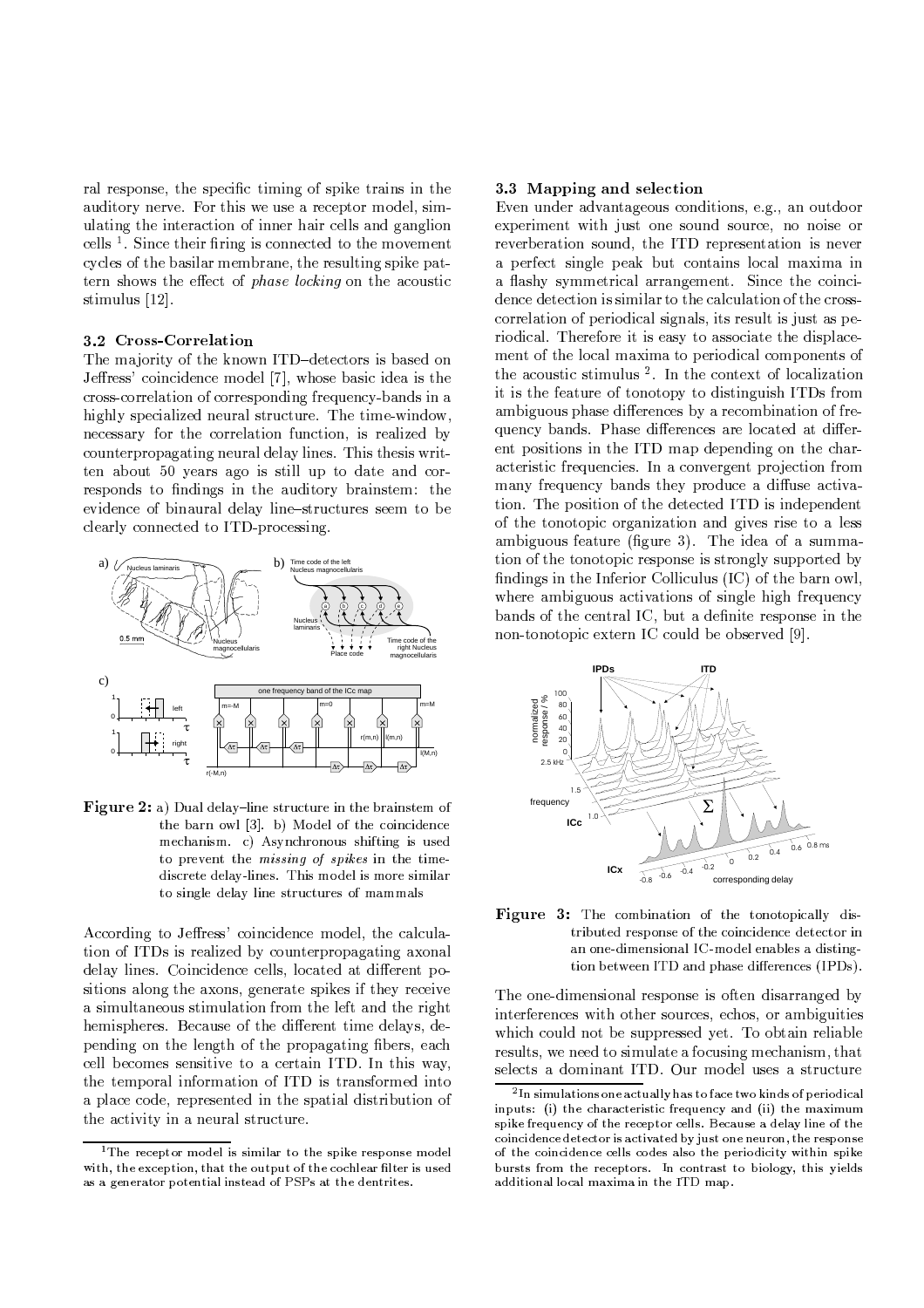ral response, the specific timing of spike trains in the auditory nerve. For this we use a receptor model, simulating the interaction of inner hair cells and ganglion cells [1]. Since their firing is connected to the movement cycles of the basilar membrane, the resulting spike pattern shows the effect of *phase locking* on the acoustic stimulus [12].

### 3.2 Cross-Correlation

The majority of the known ITD–detectors is based on Jeffress' coincidence model [7], whose basic idea is the cross-correlation of corresponding frequency-bands in a highly specialized neural structure. The time-window, necessary for the correlation function, is realized by counterpropagating neural delay lines. This thesis written about 50 years ago is still up to date and corresponds to findings in the auditory brainstem: the evidence of binaural delay line–structures seem to be clearly connected to ITD-processing.

**Figure 2:** a) Dual delay–line structure in the brainstem of the barn owl [3]. b) Model of the coincidence mechanism. c) Asynchronous shifting is used to prevent the *missing of spikes* in the time-discrete delay-lines. This model is more similar to single delay line structures of mammals

According to Jeffress' coincidence model, the calculation of ITDs is realized by counterpropagating axonal delay lines. Coincidence cells, located at different positions along the axons, generate spikes if they receive a simultaneous stimulation from the left and the right hemispheres. Because of the different time delays, depending on the length of the propagating fibers, each cell becomes sensitive to a certain ITD. In this way, the temporal information of ITD is transformed into a place code, represented in the spatial distribution of the activity in a neural structure.

### 3.3 Mapping and selection

Even under advantageous conditions, e.g., an outdoor experiment with just one sound source, no noise or reverberation sound, the ITD representation is never a perfect single peak but contains local maxima in a flashy symmetrical arrangement. Since the coincidence detection is similar to the calculation of the cross-correlation of periodical signals, its result is just as periodical. Therefore it is easy to associate the displacement of the local maxima to periodical components of the acoustic stimulus [2]. In the context of localization it is the feature of tonotopy to distinguish ITDs from ambiguous phase differences by a recombination of frequency bands. Phase differences are located at different positions in the ITD map depending on the characteristic frequencies. In a convergent projection from many frequency bands they produce a diffuse activation. The position of the detected ITD is independent of the tonotopic organization and gives rise to a less ambiguous feature (figure 3). The idea of a summation of the tonotopic response is strongly supported by findings in the Inferior Colliculus (IC) of the barn owl, where ambiguous activations of single high frequency bands of the central IC, but a definite response in the non-tonotopic extern IC could be observed [9].

**Figure 3:** The combination of the tonotopically distributed response of the coincidence detector in an one-dimensional IC-model enables a distingtion between ITD and phase differences (IPDs).

The one-dimensional response is often disarranged by interferences with other sources, echos, or ambiguities which could not be suppressed yet. To obtain reliable results, we need to simulate a focusing mechanism, that selects a dominant ITD. Our model uses a structure

---

[1] The receptor model is similar to the spike response model with, the exception, that the output of the cochlear filter is used as a generator potential instead of PSPs at the dentrites.

[2] In simulations one actually has to face two kinds of periodical inputs: (i) the characteristic frequency and (ii) the maximum spike frequency of the receptor cells. Because a delay line of the coincidence detector is activated by just one neuron, the response of the coincidence cells codes also the periodicity within spike bursts from the receptors. In contrast to biology, this yields additional local maxima in the ITD map.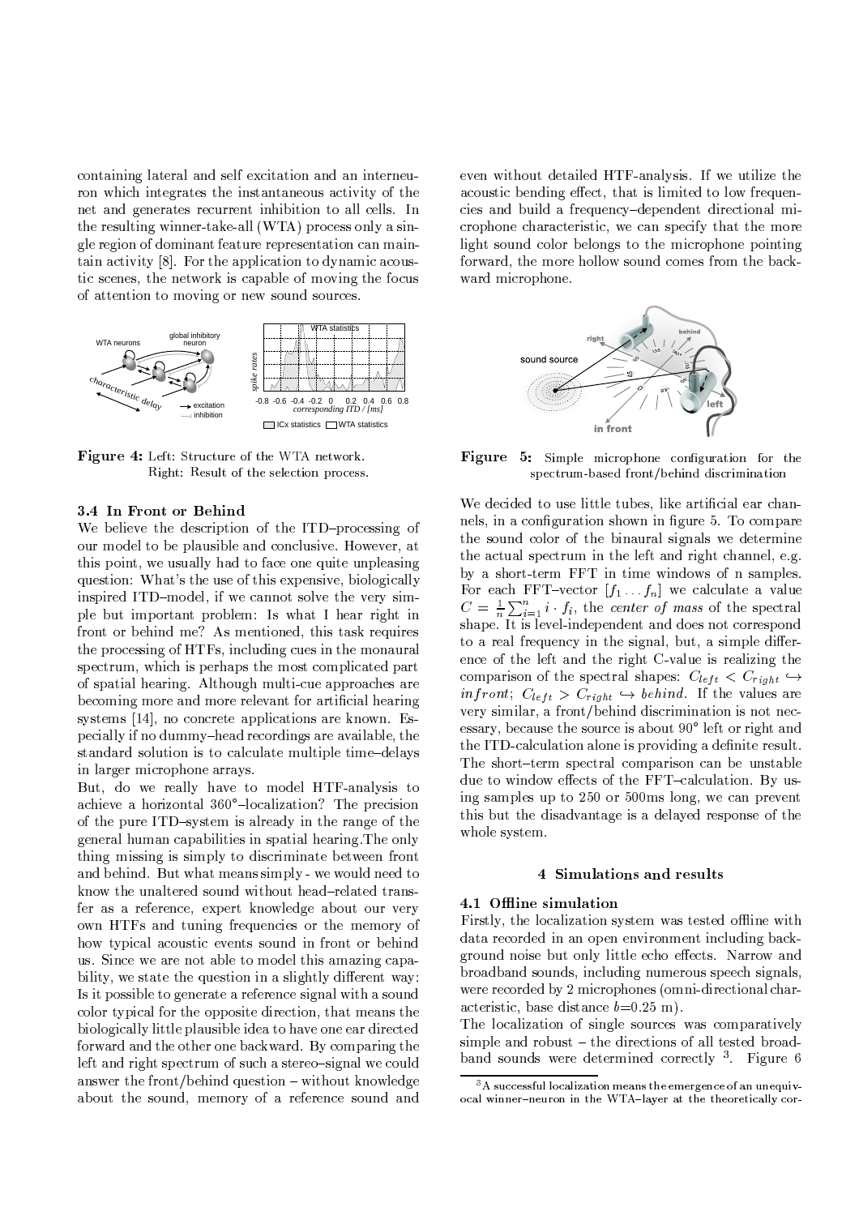containing lateral and self excitation and an interneuron which integrates the instantaneous activity of the net and generates recurrent inhibition to all cells. In the resulting winner-take-all (WTA) process only a single region of dominant feature representation can maintain activity [8]. For the application to dynamic acoustic scenes, the network is capable of moving the focus of attention to moving or new sound sources.

**Figure 4:** Left: Structure of the WTA network. Right: Result of the selection process.

### 3.4 In Front or Behind

We believe the description of the ITD–processing of our model to be plausible and conclusive. However, at this point, we usually had to face one quite unpleasing question: What's the use of this expensive, biologically inspired ITD–model, if we cannot solve the very simple but important problem: Is what I hear right in front or behind me? As mentioned, this task requires the processing of HTFs, including cues in the monaural spectrum, which is perhaps the most complicated part of spatial hearing. Although multi-cue approaches are becoming more and more relevant for artificial hearing systems [14], no concrete applications are known. Especially if no dummy–head recordings are available, the standard solution is to calculate multiple time–delays in larger microphone arrays.

But, do we really have to model HTF-analysis to achieve a horizontal 360°–localization? The precision of the pure ITD–system is already in the range of the general human capabilities in spatial hearing.The only thing missing is simply to discriminate between front and behind. But what means simply - we would need to know the unaltered sound without head–related transfer as a reference, expert knowledge about our very own HTFs and tuning frequencies or the memory of how typical acoustic events sound in front or behind us. Since we are not able to model this amazing capability, we state the question in a slightly different way: Is it possible to generate a reference signal with a sound color typical for the opposite direction, that means the biologically little plausible idea to have one ear directed forward and the other one backward. By comparing the left and right spectrum of such a stereo–signal we could answer the front/behind question – without knowledge about the sound, memory of a reference sound and even without detailed HTF-analysis. If we utilize the acoustic bending effect, that is limited to low frequencies and build a frequency–dependent directional microphone characteristic, we can specify that the more light sound color belongs to the microphone pointing forward, the more hollow sound comes from the backward microphone.

**Figure 5:** Simple microphone configuration for the spectrum-based front/behind discrimination

We decided to use little tubes, like artificial ear channels, in a configuration shown in figure 5. To compare the sound color of the binaural signals we determine the actual spectrum in the left and right channel, e.g. by a short-term FFT in time windows of n samples. For each FFT–vector $[f_1 \dots f_n]$ we calculate a value $C = \frac{1}{n}\sum_{i=1}^{n} i \cdot f_i$, the *center of mass* of the spectral shape. It is level-independent and does not correspond to a real frequency in the signal, but, a simple difference of the left and the right C-value is realizing the comparison of the spectral shapes: $C_{left} < C_{right} \hookrightarrow infront$; $C_{left} > C_{right} \hookrightarrow behind$. If the values are very similar, a front/behind discrimination is not necessary, because the source is about 90° left or right and the ITD-calculation alone is providing a definite result. The short–term spectral comparison can be unstable due to window effects of the FFT–calculation. By using samples up to 250 or 500ms long, we can prevent this but the disadvantage is a delayed response of the whole system.

## 4 Simulations and results

### 4.1 Offline simulation

Firstly, the localization system was tested offline with data recorded in an open environment including background noise but only little echo effects. Narrow and broadband sounds, including numerous speech signals, were recorded by 2 microphones (omni-directional characteristic, base distance $b$=0.25 m).

The localization of single sources was comparatively simple and robust – the directions of all tested broadband sounds were determined correctly [3]. Figure 6

[3] A successful localization means the emergence of an unequivocal winner–neuron in the WTA–layer at the theoretically cor-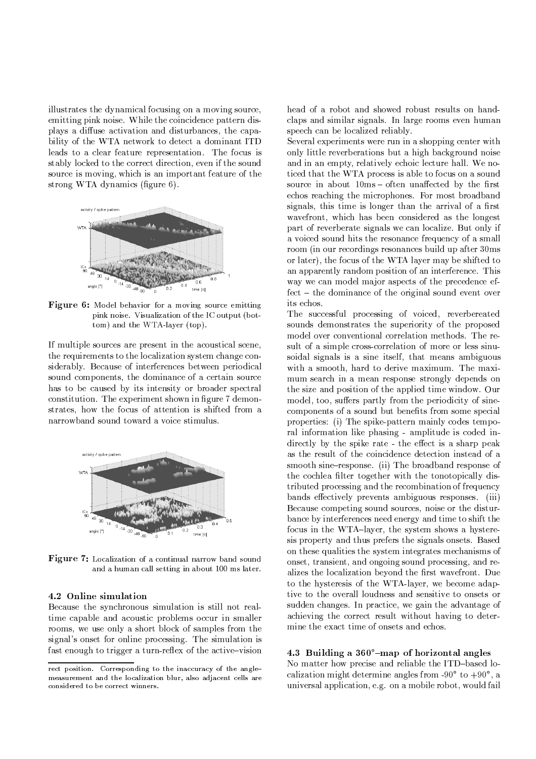illustrates the dynamical focusing on a moving source, emitting pink noise. While the coincidence pattern displays a diffuse activation and disturbances, the capability of the WTA network to detect a dominant ITD leads to a clear feature representation. The focus is stably locked to the correct direction, even if the sound source is moving, which is an important feature of the strong WTA dynamics (figure 6).

**Figure 6:** Model behavior for a moving source emitting pink noise. Visualization of the IC output (bottom) and the WTA-layer (top).

If multiple sources are present in the acoustical scene, the requirements to the localization system change considerably. Because of interferences between periodical sound components, the dominance of a certain source has to be caused by its intensity or broader spectral constitution. The experiment shown in figure 7 demonstrates, how the focus of attention is shifted from a narrowband sound toward a voice stimulus.

**Figure 7:** Localization of a continual narrow band sound and a human call setting in about 100 ms later.

### 4.2 Online simulation

Because the synchronous simulation is still not real-time capable and acoustic problems occur in smaller rooms, we use only a short block of samples from the signal's onset for online processing. The simulation is fast enough to trigger a turn-reflex of the active–vision head of a robot and showed robust results on hand-claps and similar signals. In large rooms even human speech can be localized reliably.

Several experiments were run in a shopping center with only little reverberations but a high background noise and in an empty, relatively echoic lecture hall. We noticed that the WTA process is able to focus on a sound source in about 10ms – often unaffected by the first echos reaching the microphones. For most broadband signals, this time is longer than the arrival of a first wavefront, which has been considered as the longest part of reverberate signals we can localize. But only if a voiced sound hits the resonance frequency of a small room (in our recordings resonances build up after 30ms or later), the focus of the WTA layer may be shifted to an apparently random position of an interference. This way we can model major aspects of the precedence effect – the dominance of the original sound event over its echos.

The successful processing of voiced, reverbereated sounds demonstrates the superiority of the proposed model over conventional correlation methods. The result of a simple cross-correlation of more or less sinusoidal signals is a sine itself, that means ambiguous with a smooth, hard to derive maximum. The maximum search in a mean response strongly depends on the size and position of the applied time window. Our model, too, suffers partly from the periodicity of sine-components of a sound but benefits from some special properties: (i) The spike-pattern mainly codes temporal information like phasing - amplitude is coded indirectly by the spike rate - the effect is a sharp peak as the result of the coincidence detection instead of a smooth sine–response. (ii) The broadband response of the cochlea filter together with the tonotopically distributed processing and the recombination of frequency bands effectively prevents ambiguous responses. (iii) Because competing sound sources, noise or the disturbance by interferences need energy and time to shift the focus in the WTA–layer, the system shows a hysteresis property and thus prefers the signals onsets. Based on these qualities the system integrates mechanisms of onset, transient, and ongoing sound processing, and realizes the localization beyond the first wavefront. Due to the hysteresis of the WTA-layer, we become adaptive to the overall loudness and sensitive to onsets or sudden changes. In practice, we gain the advantage of achieving the correct result without having to determine the exact time of onsets and echos.

### 4.3 Building a 360°–map of horizontal angles

No matter how precise and reliable the ITD–based localization might determine angles from -90° to +90°, a universal application, e.g. on a mobile robot, would fail

rect position. Corresponding to the inaccuracy of the angle-measurement and the localization blur, also adjacent cells are considered to be correct winners.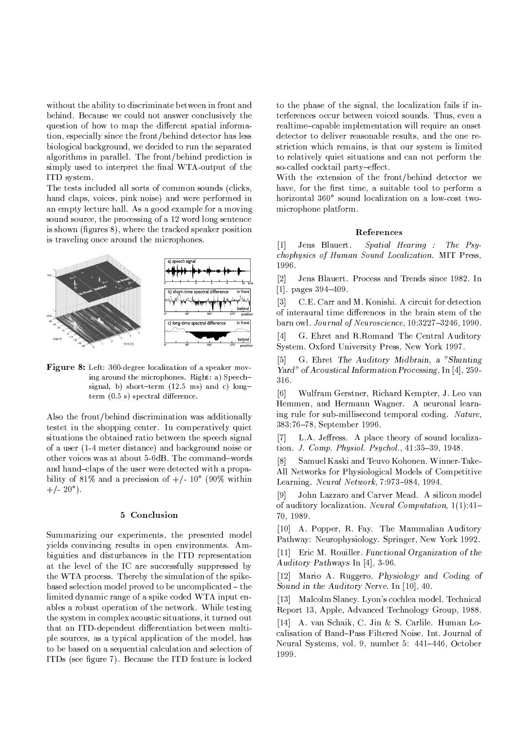without the ability to discriminate between in front and behind. Because we could not answer conclusively the question of how to map the different spatial information, especially since the front/behind detector has less biological background, we decided to run the separated algorithms in parallel. The front/behind prediction is simply used to interpret the final WTA-output of the ITD system.

The tests included all sorts of common sounds (clicks, hand claps, voices, pink noise) and were performed in an empty lecture hall. As a good example for a moving sound source, the processing of a 12 word long sentence is shown (figures 8), where the tracked speaker position is traveling once around the microphones.

**Figure 8:** Left: 360-degree localization of a speaker moving around the microphones. Right: a) Speech–signal, b) short–term (12.5 ms) and c) long–term (0.5 s) spectral difference.

Also the front/behind discrimination was additionally testet in the shopping center. In comperatively quiet situations the obtained ratio between the speech signal of a user (1-4 meter distance) and background noise or other voices was at about 5-6dB. The command–words and hand–claps of the user were detected with a propability of 81% and a precission of +/- 10° (90% within +/- 20°).

## 5 Conclusion

Summarizing our experiments, the presented model yields convincing results in open environments. Ambiguities and disturbances in the ITD representation at the level of the IC are successfully suppressed by the WTA process. Thereby the simulation of the spike-based selection model proved to be uncomplicated – the limited dynamic range of a spike coded WTA input enables a robust operation of the network. While testing the system in complex acoustic situations, it turned out that an ITD-dependent differentiation between multiple sources, as a typical application of the model, has to be based on a sequential calculation and selection of ITDs (see figure 7). Because the ITD feature is locked to the phase of the signal, the localization fails if interferences occur between voiced sounds. Thus, even a realtime–capable implementation will require an onset detector to deliver reasonable results, and the one restriction which remains, is that our system is limited to relatively quiet situations and can not perform the so-called cocktail party–effect.

With the extension of the front/behind detector we have, for the first time, a suitable tool to perform a horizontal 360° sound localization on a low-cost two-microphone platform.

## References

[1] Jens Blauert. *Spatial Hearing : The Psychophysics of Human Sound Localization.* MIT Press, 1996.

[2] Jens Blauert. Process and Trends since 1982. In [1]. pages 394–409.

[3] C.E. Carr and M. Konishi. A circuit for detection of interaural time differences in the brain stem of the barn owl. *Journal of Neuroscience*, 10:3227–3246, 1990.

[4] G. Ehret and R.Romand The Central Auditory System. Oxford University Press, New York 1997.

[5] G. Ehret *The Auditory Midbrain, a "Shunting Yard" of Acoustical Information Processing.* In [4], 259-316.

[6] Wulfram Gerstner, Richard Kempter, J. Leo van Hemmen, and Hermann Wagner. A neuronal learning rule for sub-millisecond temporal coding. *Nature*, 383:76–78, September 1996.

[7] L.A. Jeffress. A place theory of sound localization. *J. Comp. Physiol. Psychol.*, 41:35–39, 1948.

[8] Samuel Kaski and Teuvo Kohonen. Winner-Take-All Networks for Physiological Models of Competitive Learning. *Neural Network*, 7:973–984, 1994.

[9] John Lazzaro and Carver Mead. A silicon model of auditory localization. *Neural Computation*, 1(1):41–70, 1989.

[10] A. Popper, R. Fay. The Mammalian Auditory Pathway: Neurophysiology. Springer, New York 1992.

[11] Eric M. Rouiller. *Functional Organization of the Auditory Pathways* In [4], 3-96.

[12] Mario A. Ruggero. *Physiology and Coding of Sound in the Auditory Nerve.* In [10], 40.

[13] Malcolm Slaney. Lyon's cochlea model. Technical Report 13, Apple, Advanced Technology Group, 1988.

[14] A. van Schaik, C. Jin & S. Carlile. Human Localisation of Band–Pass Filtered Noise. Int. Journal of Neural Systems, vol. 9, number 5: 441–446, October 1999.